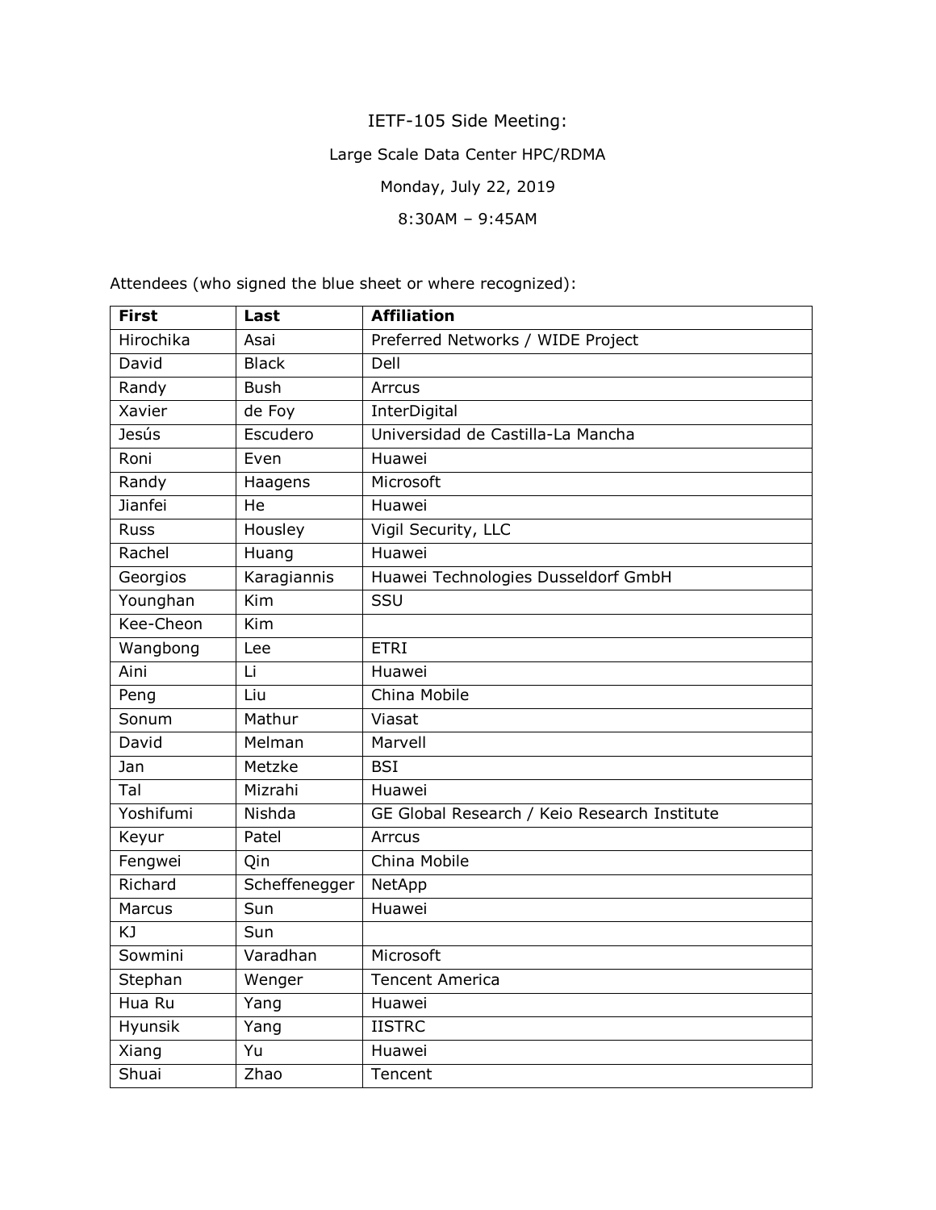# IETF-105 Side Meeting:

## Large Scale Data Center HPC/RDMA

Monday, July 22, 2019

8:30AM – 9:45AM

Attendees (who signed the blue sheet or where recognized):

| First | Last | Affiliation |
|---|---|---|
| Hirochika | Asai | Preferred Networks / WIDE Project |
| David | Black | Dell |
| Randy | Bush | Arrcus |
| Xavier | de Foy | InterDigital |
| Jesús | Escudero | Universidad de Castilla-La Mancha |
| Roni | Even | Huawei |
| Randy | Haagens | Microsoft |
| Jianfei | He | Huawei |
| Russ | Housley | Vigil Security, LLC |
| Rachel | Huang | Huawei |
| Georgios | Karagiannis | Huawei Technologies Dusseldorf GmbH |
| Younghan | Kim | SSU |
| Kee-Cheon | Kim | |
| Wangbong | Lee | ETRI |
| Aini | Li | Huawei |
| Peng | Liu | China Mobile |
| Sonum | Mathur | Viasat |
| David | Melman | Marvell |
| Jan | Metzke | BSI |
| Tal | Mizrahi | Huawei |
| Yoshifumi | Nishda | GE Global Research / Keio Research Institute |
| Keyur | Patel | Arrcus |
| Fengwei | Qin | China Mobile |
| Richard | Scheffenegger | NetApp |
| Marcus | Sun | Huawei |
| KJ | Sun | |
| Sowmini | Varadhan | Microsoft |
| Stephan | Wenger | Tencent America |
| Hua Ru | Yang | Huawei |
| Hyunsik | Yang | IISTRC |
| Xiang | Yu | Huawei |
| Shuai | Zhao | Tencent |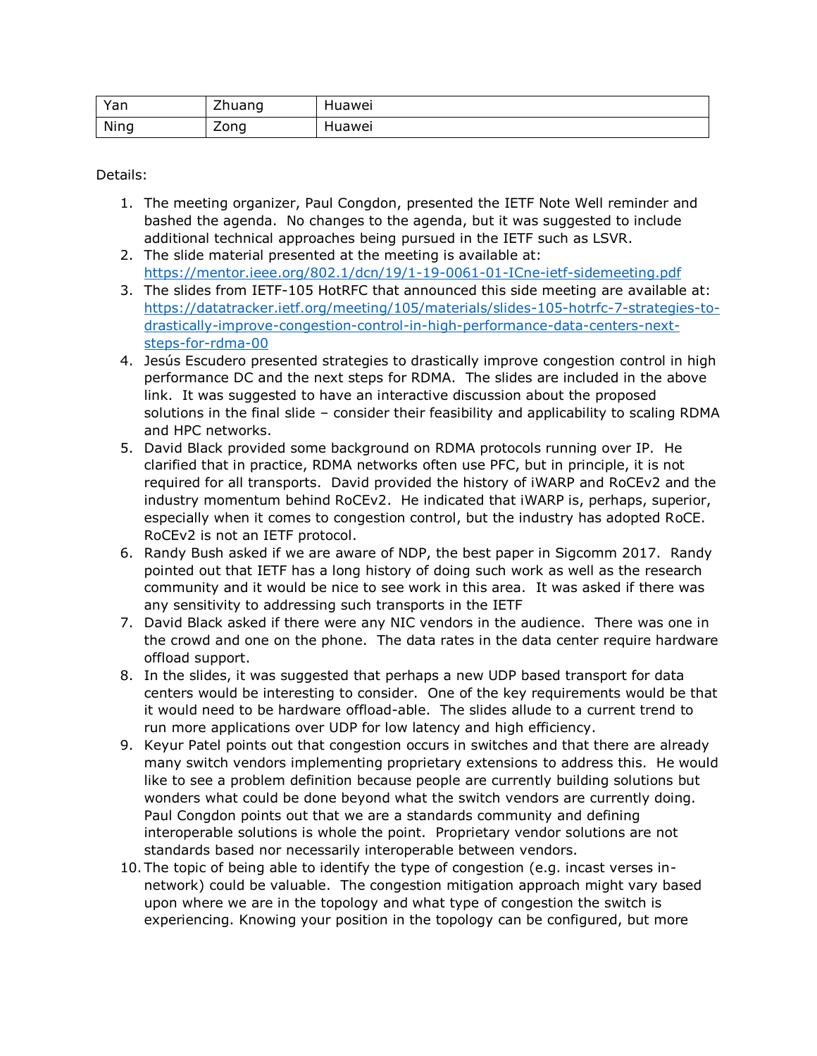| Yan | Zhuang | Huawei |
|---|---|---|
| Ning | Zong | Huawei |

Details:

1. The meeting organizer, Paul Congdon, presented the IETF Note Well reminder and bashed the agenda. No changes to the agenda, but it was suggested to include additional technical approaches being pursued in the IETF such as LSVR.
2. The slide material presented at the meeting is available at: https://mentor.ieee.org/802.1/dcn/19/1-19-0061-01-ICne-ietf-sidemeeting.pdf
3. The slides from IETF-105 HotRFC that announced this side meeting are available at: https://datatracker.ietf.org/meeting/105/materials/slides-105-hotrfc-7-strategies-to-drastically-improve-congestion-control-in-high-performance-data-centers-next-steps-for-rdma-00
4. Jesús Escudero presented strategies to drastically improve congestion control in high performance DC and the next steps for RDMA. The slides are included in the above link. It was suggested to have an interactive discussion about the proposed solutions in the final slide – consider their feasibility and applicability to scaling RDMA and HPC networks.
5. David Black provided some background on RDMA protocols running over IP. He clarified that in practice, RDMA networks often use PFC, but in principle, it is not required for all transports. David provided the history of iWARP and RoCEv2 and the industry momentum behind RoCEv2. He indicated that iWARP is, perhaps, superior, especially when it comes to congestion control, but the industry has adopted RoCE. RoCEv2 is not an IETF protocol.
6. Randy Bush asked if we are aware of NDP, the best paper in Sigcomm 2017. Randy pointed out that IETF has a long history of doing such work as well as the research community and it would be nice to see work in this area. It was asked if there was any sensitivity to addressing such transports in the IETF
7. David Black asked if there were any NIC vendors in the audience. There was one in the crowd and one on the phone. The data rates in the data center require hardware offload support.
8. In the slides, it was suggested that perhaps a new UDP based transport for data centers would be interesting to consider. One of the key requirements would be that it would need to be hardware offload-able. The slides allude to a current trend to run more applications over UDP for low latency and high efficiency.
9. Keyur Patel points out that congestion occurs in switches and that there are already many switch vendors implementing proprietary extensions to address this. He would like to see a problem definition because people are currently building solutions but wonders what could be done beyond what the switch vendors are currently doing. Paul Congdon points out that we are a standards community and defining interoperable solutions is whole the point. Proprietary vendor solutions are not standards based nor necessarily interoperable between vendors.
10. The topic of being able to identify the type of congestion (e.g. incast verses in-network) could be valuable. The congestion mitigation approach might vary based upon where we are in the topology and what type of congestion the switch is experiencing. Knowing your position in the topology can be configured, but more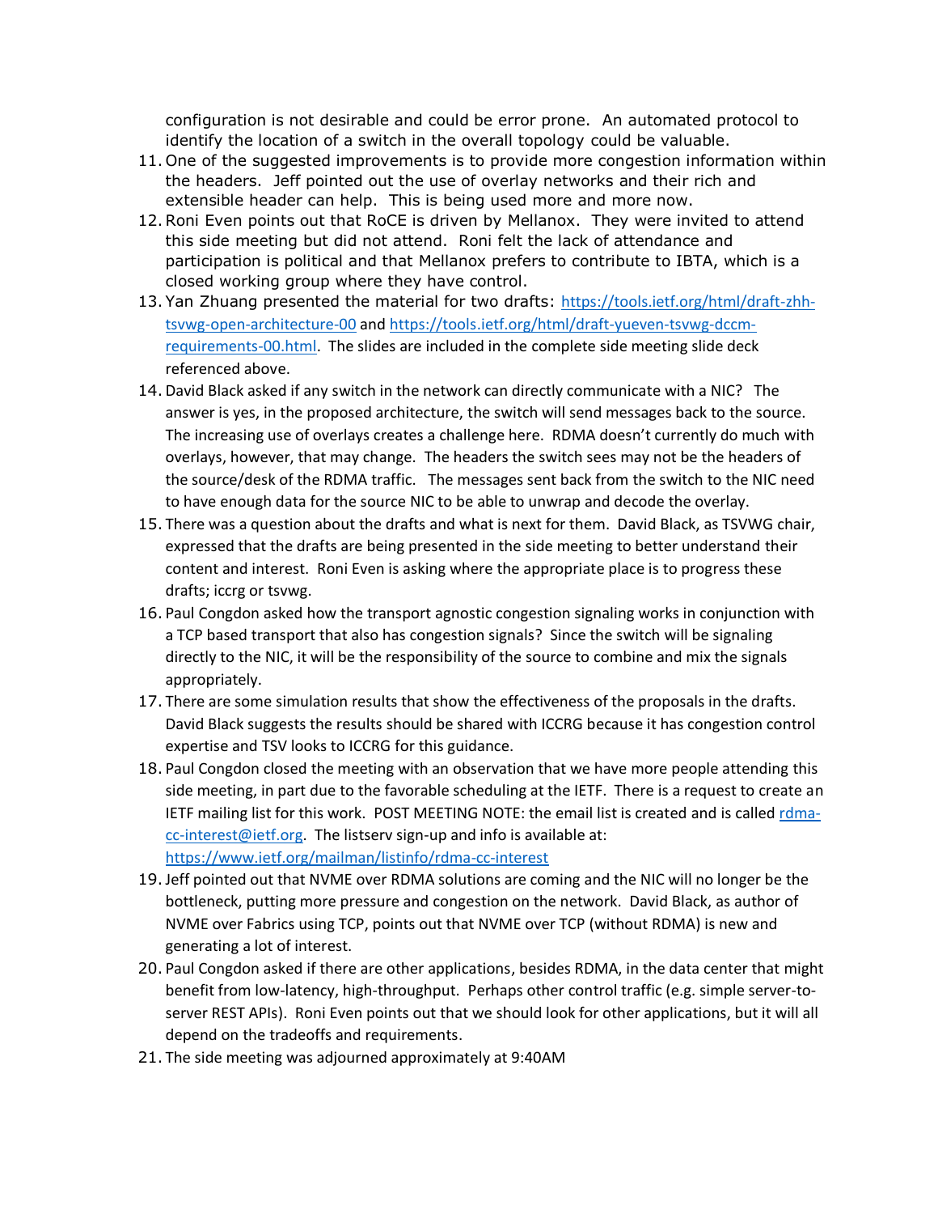configuration is not desirable and could be error prone. An automated protocol to identify the location of a switch in the overall topology could be valuable.

11. One of the suggested improvements is to provide more congestion information within the headers. Jeff pointed out the use of overlay networks and their rich and extensible header can help. This is being used more and more now.
12. Roni Even points out that RoCE is driven by Mellanox. They were invited to attend this side meeting but did not attend. Roni felt the lack of attendance and participation is political and that Mellanox prefers to contribute to IBTA, which is a closed working group where they have control.
13. Yan Zhuang presented the material for two drafts: [https://tools.ietf.org/html/draft-zhh-tsvwg-open-architecture-00](https://tools.ietf.org/html/draft-zhh-tsvwg-open-architecture-00) and [https://tools.ietf.org/html/draft-yueven-tsvwg-dccm-requirements-00.html](https://tools.ietf.org/html/draft-yueven-tsvwg-dccm-requirements-00.html). The slides are included in the complete side meeting slide deck referenced above.
14. David Black asked if any switch in the network can directly communicate with a NIC? The answer is yes, in the proposed architecture, the switch will send messages back to the source. The increasing use of overlays creates a challenge here. RDMA doesn't currently do much with overlays, however, that may change. The headers the switch sees may not be the headers of the source/desk of the RDMA traffic. The messages sent back from the switch to the NIC need to have enough data for the source NIC to be able to unwrap and decode the overlay.
15. There was a question about the drafts and what is next for them. David Black, as TSVWG chair, expressed that the drafts are being presented in the side meeting to better understand their content and interest. Roni Even is asking where the appropriate place is to progress these drafts; iccrg or tsvwg.
16. Paul Congdon asked how the transport agnostic congestion signaling works in conjunction with a TCP based transport that also has congestion signals? Since the switch will be signaling directly to the NIC, it will be the responsibility of the source to combine and mix the signals appropriately.
17. There are some simulation results that show the effectiveness of the proposals in the drafts. David Black suggests the results should be shared with ICCRG because it has congestion control expertise and TSV looks to ICCRG for this guidance.
18. Paul Congdon closed the meeting with an observation that we have more people attending this side meeting, in part due to the favorable scheduling at the IETF. There is a request to create an IETF mailing list for this work. POST MEETING NOTE: the email list is created and is called [rdma-cc-interest@ietf.org](mailto:rdma-cc-interest@ietf.org). The listserv sign-up and info is available at: [https://www.ietf.org/mailman/listinfo/rdma-cc-interest](https://www.ietf.org/mailman/listinfo/rdma-cc-interest)
19. Jeff pointed out that NVME over RDMA solutions are coming and the NIC will no longer be the bottleneck, putting more pressure and congestion on the network. David Black, as author of NVME over Fabrics using TCP, points out that NVME over TCP (without RDMA) is new and generating a lot of interest.
20. Paul Congdon asked if there are other applications, besides RDMA, in the data center that might benefit from low-latency, high-throughput. Perhaps other control traffic (e.g. simple server-to-server REST APIs). Roni Even points out that we should look for other applications, but it will all depend on the tradeoffs and requirements.
21. The side meeting was adjourned approximately at 9:40AM